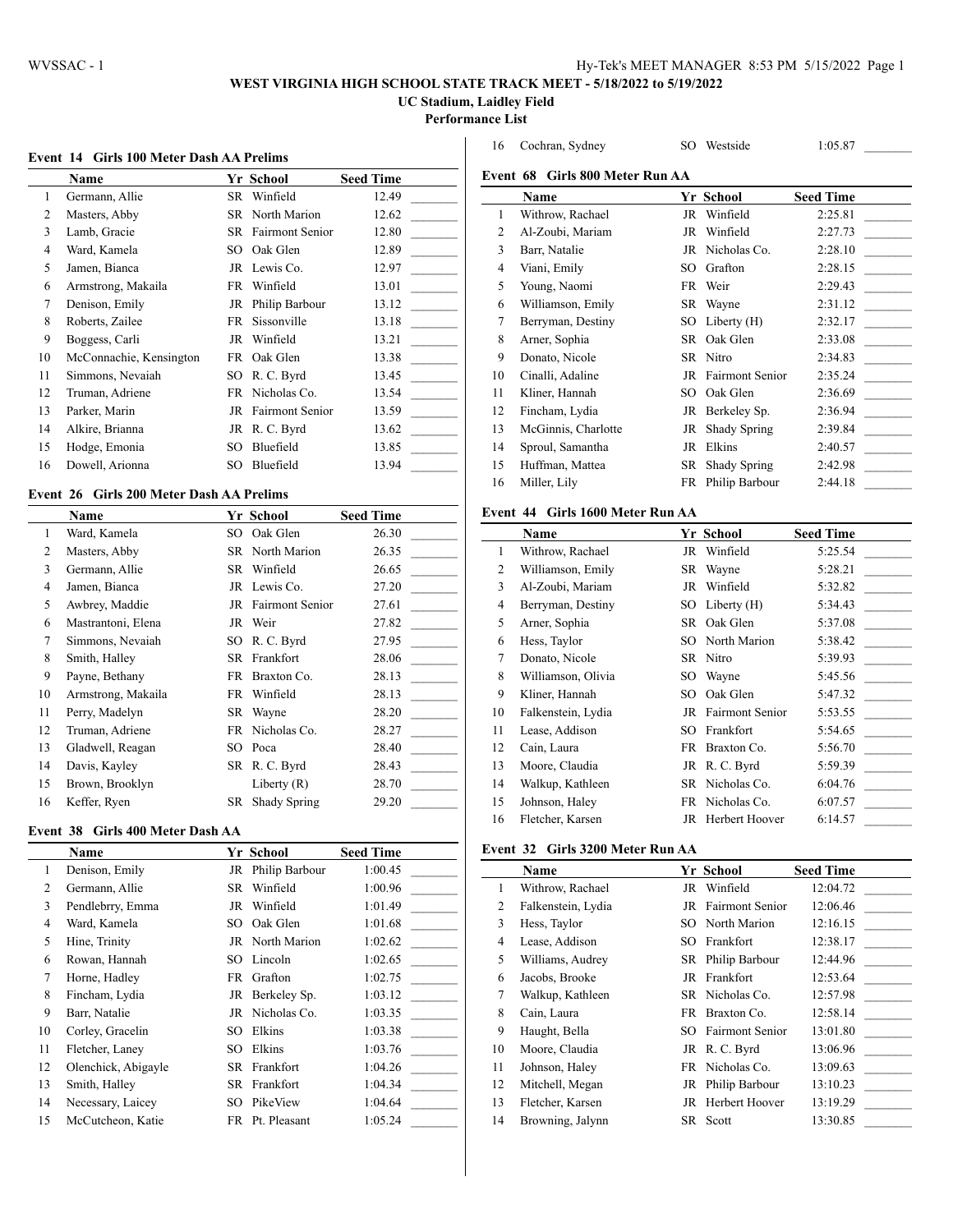# WEST VIRGINIA HIGH SCHOOL STATE TRACK MEET - 5/18/2022 to 5/19/2022

**UC Stadium, Laidley Field**

**Performance List**

### Event 14 Girls 100 Meter Dash AA Prelims

| | Name | Yr | School | Seed Time | |
|---|---|---|---|---|---|
| 1 | Germann, Allie | SR | Winfield | 12.49 | _______ |
| 2 | Masters, Abby | SR | North Marion | 12.62 | _______ |
| 3 | Lamb, Gracie | SR | Fairmont Senior | 12.80 | _______ |
| 4 | Ward, Kamela | SO | Oak Glen | 12.89 | _______ |
| 5 | Jamen, Bianca | JR | Lewis Co. | 12.97 | _______ |
| 6 | Armstrong, Makaila | FR | Winfield | 13.01 | _______ |
| 7 | Denison, Emily | JR | Philip Barbour | 13.12 | _______ |
| 8 | Roberts, Zailee | FR | Sissonville | 13.18 | _______ |
| 9 | Boggess, Carli | JR | Winfield | 13.21 | _______ |
| 10 | McConnachie, Kensington | FR | Oak Glen | 13.38 | _______ |
| 11 | Simmons, Nevaiah | SO | R. C. Byrd | 13.45 | _______ |
| 12 | Truman, Adriene | FR | Nicholas Co. | 13.54 | _______ |
| 13 | Parker, Marin | JR | Fairmont Senior | 13.59 | _______ |
| 14 | Alkire, Brianna | JR | R. C. Byrd | 13.62 | _______ |
| 15 | Hodge, Emonia | SO | Bluefield | 13.85 | _______ |
| 16 | Dowell, Arionna | SO | Bluefield | 13.94 | _______ |

### Event 26 Girls 200 Meter Dash AA Prelims

| | Name | Yr | School | Seed Time | |
|---|---|---|---|---|---|
| 1 | Ward, Kamela | SO | Oak Glen | 26.30 | _______ |
| 2 | Masters, Abby | SR | North Marion | 26.35 | _______ |
| 3 | Germann, Allie | SR | Winfield | 26.65 | _______ |
| 4 | Jamen, Bianca | JR | Lewis Co. | 27.20 | _______ |
| 5 | Awbrey, Maddie | JR | Fairmont Senior | 27.61 | _______ |
| 6 | Mastrantoni, Elena | JR | Weir | 27.82 | _______ |
| 7 | Simmons, Nevaiah | SO | R. C. Byrd | 27.95 | _______ |
| 8 | Smith, Halley | SR | Frankfort | 28.06 | _______ |
| 9 | Payne, Bethany | FR | Braxton Co. | 28.13 | _______ |
| 10 | Armstrong, Makaila | FR | Winfield | 28.13 | _______ |
| 11 | Perry, Madelyn | SR | Wayne | 28.20 | _______ |
| 12 | Truman, Adriene | FR | Nicholas Co. | 28.27 | _______ |
| 13 | Gladwell, Reagan | SO | Poca | 28.40 | _______ |
| 14 | Davis, Kayley | SR | R. C. Byrd | 28.43 | _______ |
| 15 | Brown, Brooklyn | | Liberty (R) | 28.70 | _______ |
| 16 | Keffer, Ryen | SR | Shady Spring | 29.20 | _______ |

### Event 38 Girls 400 Meter Dash AA

| | Name | Yr | School | Seed Time | |
|---|---|---|---|---|---|
| 1 | Denison, Emily | JR | Philip Barbour | 1:00.45 | _______ |
| 2 | Germann, Allie | SR | Winfield | 1:00.96 | _______ |
| 3 | Pendlebrry, Emma | JR | Winfield | 1:01.49 | _______ |
| 4 | Ward, Kamela | SO | Oak Glen | 1:01.68 | _______ |
| 5 | Hine, Trinity | JR | North Marion | 1:02.62 | _______ |
| 6 | Rowan, Hannah | SO | Lincoln | 1:02.65 | _______ |
| 7 | Horne, Hadley | FR | Grafton | 1:02.75 | _______ |
| 8 | Fincham, Lydia | JR | Berkeley Sp. | 1:03.12 | _______ |
| 9 | Barr, Natalie | JR | Nicholas Co. | 1:03.35 | _______ |
| 10 | Corley, Gracelin | SO | Elkins | 1:03.38 | _______ |
| 11 | Fletcher, Laney | SO | Elkins | 1:03.76 | _______ |
| 12 | Olenchick, Abigayle | SR | Frankfort | 1:04.26 | _______ |
| 13 | Smith, Halley | SR | Frankfort | 1:04.34 | _______ |
| 14 | Necessary, Laicey | SO | PikeView | 1:04.64 | _______ |
| 15 | McCutcheon, Katie | FR | Pt. Pleasant | 1:05.24 | _______ |
| 16 | Cochran, Sydney | SO | Westside | 1:05.87 | _______ |

### Event 68 Girls 800 Meter Run AA

| | Name | Yr | School | Seed Time | |
|---|---|---|---|---|---|
| 1 | Withrow, Rachael | JR | Winfield | 2:25.81 | _______ |
| 2 | Al-Zoubi, Mariam | JR | Winfield | 2:27.73 | _______ |
| 3 | Barr, Natalie | JR | Nicholas Co. | 2:28.10 | _______ |
| 4 | Viani, Emily | SO | Grafton | 2:28.15 | _______ |
| 5 | Young, Naomi | FR | Weir | 2:29.43 | _______ |
| 6 | Williamson, Emily | SR | Wayne | 2:31.12 | _______ |
| 7 | Berryman, Destiny | SO | Liberty (H) | 2:32.17 | _______ |
| 8 | Arner, Sophia | SR | Oak Glen | 2:33.08 | _______ |
| 9 | Donato, Nicole | SR | Nitro | 2:34.83 | _______ |
| 10 | Cinalli, Adaline | JR | Fairmont Senior | 2:35.24 | _______ |
| 11 | Kliner, Hannah | SO | Oak Glen | 2:36.69 | _______ |
| 12 | Fincham, Lydia | JR | Berkeley Sp. | 2:36.94 | _______ |
| 13 | McGinnis, Charlotte | JR | Shady Spring | 2:39.84 | _______ |
| 14 | Sproul, Samantha | JR | Elkins | 2:40.57 | _______ |
| 15 | Huffman, Mattea | SR | Shady Spring | 2:42.98 | _______ |
| 16 | Miller, Lily | FR | Philip Barbour | 2:44.18 | _______ |

### Event 44 Girls 1600 Meter Run AA

| | Name | Yr | School | Seed Time | |
|---|---|---|---|---|---|
| 1 | Withrow, Rachael | JR | Winfield | 5:25.54 | _______ |
| 2 | Williamson, Emily | SR | Wayne | 5:28.21 | _______ |
| 3 | Al-Zoubi, Mariam | JR | Winfield | 5:32.82 | _______ |
| 4 | Berryman, Destiny | SO | Liberty (H) | 5:34.43 | _______ |
| 5 | Arner, Sophia | SR | Oak Glen | 5:37.08 | _______ |
| 6 | Hess, Taylor | SO | North Marion | 5:38.42 | _______ |
| 7 | Donato, Nicole | SR | Nitro | 5:39.93 | _______ |
| 8 | Williamson, Olivia | SO | Wayne | 5:45.56 | _______ |
| 9 | Kliner, Hannah | SO | Oak Glen | 5:47.32 | _______ |
| 10 | Falkenstein, Lydia | JR | Fairmont Senior | 5:53.55 | _______ |
| 11 | Lease, Addison | SO | Frankfort | 5:54.65 | _______ |
| 12 | Cain, Laura | FR | Braxton Co. | 5:56.70 | _______ |
| 13 | Moore, Claudia | JR | R. C. Byrd | 5:59.39 | _______ |
| 14 | Walkup, Kathleen | SR | Nicholas Co. | 6:04.76 | _______ |
| 15 | Johnson, Haley | FR | Nicholas Co. | 6:07.57 | _______ |
| 16 | Fletcher, Karsen | JR | Herbert Hoover | 6:14.57 | _______ |

### Event 32 Girls 3200 Meter Run AA

| | Name | Yr | School | Seed Time | |
|---|---|---|---|---|---|
| 1 | Withrow, Rachael | JR | Winfield | 12:04.72 | _______ |
| 2 | Falkenstein, Lydia | JR | Fairmont Senior | 12:06.46 | _______ |
| 3 | Hess, Taylor | SO | North Marion | 12:16.15 | _______ |
| 4 | Lease, Addison | SO | Frankfort | 12:38.17 | _______ |
| 5 | Williams, Audrey | SR | Philip Barbour | 12:44.96 | _______ |
| 6 | Jacobs, Brooke | JR | Frankfort | 12:53.64 | _______ |
| 7 | Walkup, Kathleen | SR | Nicholas Co. | 12:57.98 | _______ |
| 8 | Cain, Laura | FR | Braxton Co. | 12:58.14 | _______ |
| 9 | Haught, Bella | SO | Fairmont Senior | 13:01.80 | _______ |
| 10 | Moore, Claudia | JR | R. C. Byrd | 13:06.96 | _______ |
| 11 | Johnson, Haley | FR | Nicholas Co. | 13:09.63 | _______ |
| 12 | Mitchell, Megan | JR | Philip Barbour | 13:10.23 | _______ |
| 13 | Fletcher, Karsen | JR | Herbert Hoover | 13:19.29 | _______ |
| 14 | Browning, Jalynn | SR | Scott | 13:30.85 | _______ |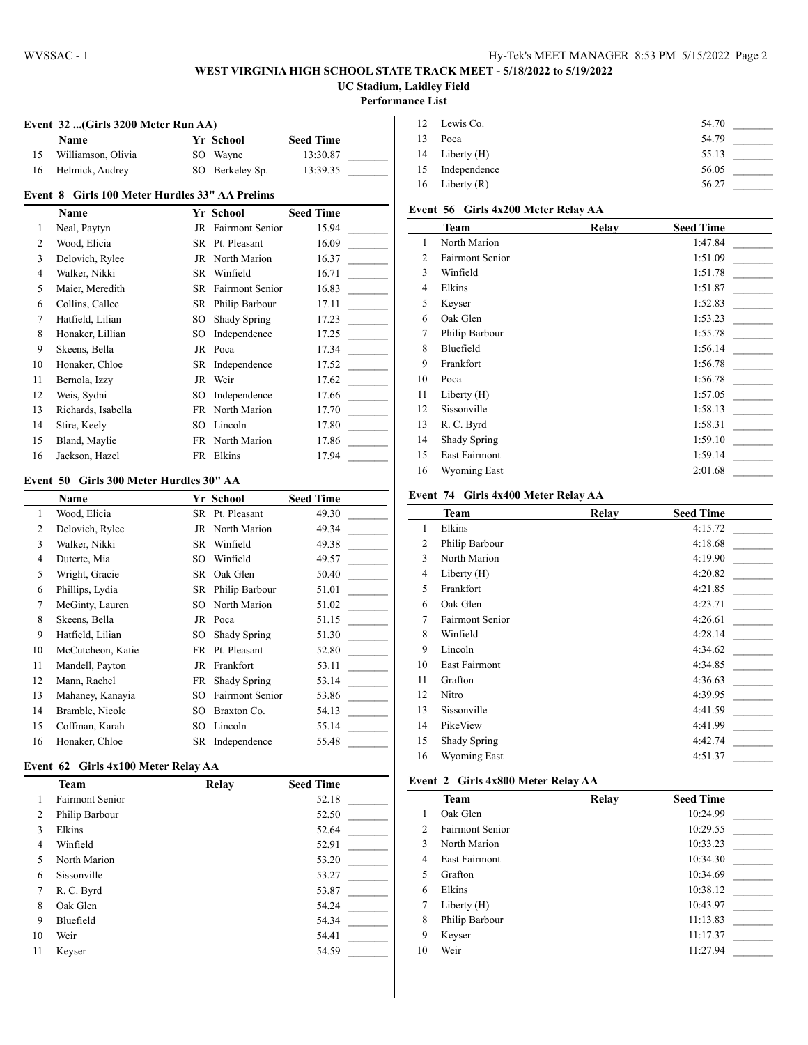## WEST VIRGINIA HIGH SCHOOL STATE TRACK MEET - 5/18/2022 to 5/19/2022

**UC Stadium, Laidley Field**

**Performance List**

### Event 32 ...(Girls 3200 Meter Run AA)

| | Name | Yr | School | Seed Time |
|---|---|---|---|---|
| 15 | Williamson, Olivia | SO | Wayne | 13:30.87 |
| 16 | Helmick, Audrey | SO | Berkeley Sp. | 13:39.35 |

### Event 8 Girls 100 Meter Hurdles 33" AA Prelims

| | Name | Yr | School | Seed Time |
|---|---|---|---|---|
| 1 | Neal, Paytyn | JR | Fairmont Senior | 15.94 |
| 2 | Wood, Elicia | SR | Pt. Pleasant | 16.09 |
| 3 | Delovich, Rylee | JR | North Marion | 16.37 |
| 4 | Walker, Nikki | SR | Winfield | 16.71 |
| 5 | Maier, Meredith | SR | Fairmont Senior | 16.83 |
| 6 | Collins, Callee | SR | Philip Barbour | 17.11 |
| 7 | Hatfield, Lilian | SO | Shady Spring | 17.23 |
| 8 | Honaker, Lillian | SO | Independence | 17.25 |
| 9 | Skeens, Bella | JR | Poca | 17.34 |
| 10 | Honaker, Chloe | SR | Independence | 17.52 |
| 11 | Bernola, Izzy | JR | Weir | 17.62 |
| 12 | Weis, Sydni | SO | Independence | 17.66 |
| 13 | Richards, Isabella | FR | North Marion | 17.70 |
| 14 | Stire, Keely | SO | Lincoln | 17.80 |
| 15 | Bland, Maylie | FR | North Marion | 17.86 |
| 16 | Jackson, Hazel | FR | Elkins | 17.94 |

### Event 50 Girls 300 Meter Hurdles 30" AA

| | Name | Yr | School | Seed Time |
|---|---|---|---|---|
| 1 | Wood, Elicia | SR | Pt. Pleasant | 49.30 |
| 2 | Delovich, Rylee | JR | North Marion | 49.34 |
| 3 | Walker, Nikki | SR | Winfield | 49.38 |
| 4 | Duterte, Mia | SO | Winfield | 49.57 |
| 5 | Wright, Gracie | SR | Oak Glen | 50.40 |
| 6 | Phillips, Lydia | SR | Philip Barbour | 51.01 |
| 7 | McGinty, Lauren | SO | North Marion | 51.02 |
| 8 | Skeens, Bella | JR | Poca | 51.15 |
| 9 | Hatfield, Lilian | SO | Shady Spring | 51.30 |
| 10 | McCutcheon, Katie | FR | Pt. Pleasant | 52.80 |
| 11 | Mandell, Payton | JR | Frankfort | 53.11 |
| 12 | Mann, Rachel | FR | Shady Spring | 53.14 |
| 13 | Mahaney, Kanayia | SO | Fairmont Senior | 53.86 |
| 14 | Bramble, Nicole | SO | Braxton Co. | 54.13 |
| 15 | Coffman, Karah | SO | Lincoln | 55.14 |
| 16 | Honaker, Chloe | SR | Independence | 55.48 |

### Event 62 Girls 4x100 Meter Relay AA

| | Team | Relay | Seed Time |
|---|---|---|---|
| 1 | Fairmont Senior | | 52.18 |
| 2 | Philip Barbour | | 52.50 |
| 3 | Elkins | | 52.64 |
| 4 | Winfield | | 52.91 |
| 5 | North Marion | | 53.20 |
| 6 | Sissonville | | 53.27 |
| 7 | R. C. Byrd | | 53.87 |
| 8 | Oak Glen | | 54.24 |
| 9 | Bluefield | | 54.34 |
| 10 | Weir | | 54.41 |
| 11 | Keyser | | 54.59 |
| 12 | Lewis Co. | | 54.70 |
| 13 | Poca | | 54.79 |
| 14 | Liberty (H) | | 55.13 |
| 15 | Independence | | 56.05 |
| 16 | Liberty (R) | | 56.27 |

### Event 56 Girls 4x200 Meter Relay AA

| | Team | Relay | Seed Time |
|---|---|---|---|
| 1 | North Marion | | 1:47.84 |
| 2 | Fairmont Senior | | 1:51.09 |
| 3 | Winfield | | 1:51.78 |
| 4 | Elkins | | 1:51.87 |
| 5 | Keyser | | 1:52.83 |
| 6 | Oak Glen | | 1:53.23 |
| 7 | Philip Barbour | | 1:55.78 |
| 8 | Bluefield | | 1:56.14 |
| 9 | Frankfort | | 1:56.78 |
| 10 | Poca | | 1:56.78 |
| 11 | Liberty (H) | | 1:57.05 |
| 12 | Sissonville | | 1:58.13 |
| 13 | R. C. Byrd | | 1:58.31 |
| 14 | Shady Spring | | 1:59.10 |
| 15 | East Fairmont | | 1:59.14 |
| 16 | Wyoming East | | 2:01.68 |

### Event 74 Girls 4x400 Meter Relay AA

| | Team | Relay | Seed Time |
|---|---|---|---|
| 1 | Elkins | | 4:15.72 |
| 2 | Philip Barbour | | 4:18.68 |
| 3 | North Marion | | 4:19.90 |
| 4 | Liberty (H) | | 4:20.82 |
| 5 | Frankfort | | 4:21.85 |
| 6 | Oak Glen | | 4:23.71 |
| 7 | Fairmont Senior | | 4:26.61 |
| 8 | Winfield | | 4:28.14 |
| 9 | Lincoln | | 4:34.62 |
| 10 | East Fairmont | | 4:34.85 |
| 11 | Grafton | | 4:36.63 |
| 12 | Nitro | | 4:39.95 |
| 13 | Sissonville | | 4:41.59 |
| 14 | PikeView | | 4:41.99 |
| 15 | Shady Spring | | 4:42.74 |
| 16 | Wyoming East | | 4:51.37 |

### Event 2 Girls 4x800 Meter Relay AA

| | Team | Relay | Seed Time |
|---|---|---|---|
| 1 | Oak Glen | | 10:24.99 |
| 2 | Fairmont Senior | | 10:29.55 |
| 3 | North Marion | | 10:33.23 |
| 4 | East Fairmont | | 10:34.30 |
| 5 | Grafton | | 10:34.69 |
| 6 | Elkins | | 10:38.12 |
| 7 | Liberty (H) | | 10:43.97 |
| 8 | Philip Barbour | | 11:13.83 |
| 9 | Keyser | | 11:17.37 |
| 10 | Weir | | 11:27.94 |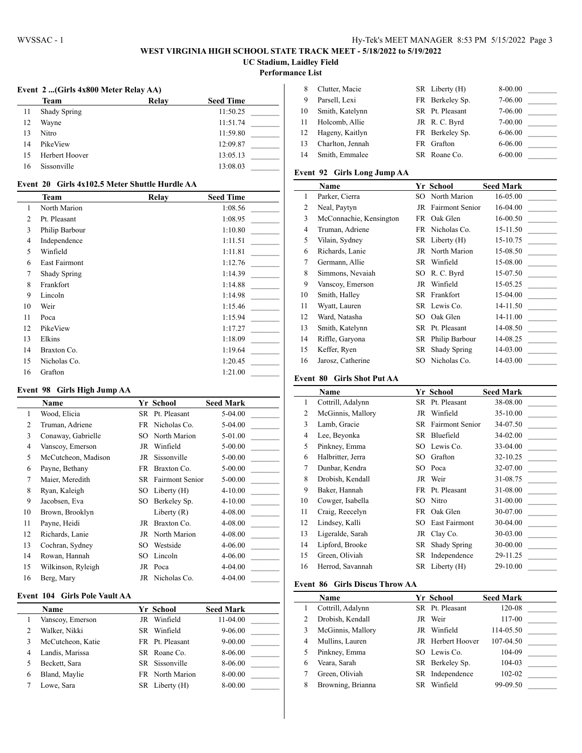# WEST VIRGINIA HIGH SCHOOL STATE TRACK MEET - 5/18/2022 to 5/19/2022

## UC Stadium, Laidley Field

## Performance List

### Event 2 ...(Girls 4x800 Meter Relay AA)

| | Team | Relay | Seed Time | |
|---|---|---|---|---|
| 11 | Shady Spring | | 11:50.25 | _______ |
| 12 | Wayne | | 11:51.74 | _______ |
| 13 | Nitro | | 11:59.80 | _______ |
| 14 | PikeView | | 12:09.87 | _______ |
| 15 | Herbert Hoover | | 13:05.13 | _______ |
| 16 | Sissonville | | 13:08.03 | _______ |

### Event 20 Girls 4x102.5 Meter Shuttle Hurdle AA

| | Team | Relay | Seed Time | |
|---|---|---|---|---|
| 1 | North Marion | | 1:08.56 | _______ |
| 2 | Pt. Pleasant | | 1:08.95 | _______ |
| 3 | Philip Barbour | | 1:10.80 | _______ |
| 4 | Independence | | 1:11.51 | _______ |
| 5 | Winfield | | 1:11.81 | _______ |
| 6 | East Fairmont | | 1:12.76 | _______ |
| 7 | Shady Spring | | 1:14.39 | _______ |
| 8 | Frankfort | | 1:14.88 | _______ |
| 9 | Lincoln | | 1:14.98 | _______ |
| 10 | Weir | | 1:15.46 | _______ |
| 11 | Poca | | 1:15.94 | _______ |
| 12 | PikeView | | 1:17.27 | _______ |
| 13 | Elkins | | 1:18.09 | _______ |
| 14 | Braxton Co. | | 1:19.64 | _______ |
| 15 | Nicholas Co. | | 1:20.45 | _______ |
| 16 | Grafton | | 1:21.00 | _______ |

### Event 98 Girls High Jump AA

| | Name | Yr | School | Seed Mark | |
|---|---|---|---|---|---|
| 1 | Wood, Elicia | SR | Pt. Pleasant | 5-04.00 | _______ |
| 2 | Truman, Adriene | FR | Nicholas Co. | 5-04.00 | _______ |
| 3 | Conaway, Gabrielle | SO | North Marion | 5-01.00 | _______ |
| 4 | Vanscoy, Emerson | JR | Winfield | 5-00.00 | _______ |
| 5 | McCutcheon, Madison | JR | Sissonville | 5-00.00 | _______ |
| 6 | Payne, Bethany | FR | Braxton Co. | 5-00.00 | _______ |
| 7 | Maier, Meredith | SR | Fairmont Senior | 5-00.00 | _______ |
| 8 | Ryan, Kaleigh | SO | Liberty (H) | 4-10.00 | _______ |
| 9 | Jacobsen, Eva | SO | Berkeley Sp. | 4-10.00 | _______ |
| 10 | Brown, Brooklyn | | Liberty (R) | 4-08.00 | _______ |
| 11 | Payne, Heidi | JR | Braxton Co. | 4-08.00 | _______ |
| 12 | Richards, Lanie | JR | North Marion | 4-08.00 | _______ |
| 13 | Cochran, Sydney | SO | Westside | 4-06.00 | _______ |
| 14 | Rowan, Hannah | SO | Lincoln | 4-06.00 | _______ |
| 15 | Wilkinson, Ryleigh | JR | Poca | 4-04.00 | _______ |
| 16 | Berg, Mary | JR | Nicholas Co. | 4-04.00 | _______ |

### Event 104 Girls Pole Vault AA

| | Name | Yr | School | Seed Mark | |
|---|---|---|---|---|---|
| 1 | Vanscoy, Emerson | JR | Winfield | 11-04.00 | _______ |
| 2 | Walker, Nikki | SR | Winfield | 9-06.00 | _______ |
| 3 | McCutcheon, Katie | FR | Pt. Pleasant | 9-00.00 | _______ |
| 4 | Landis, Marissa | SR | Roane Co. | 8-06.00 | _______ |
| 5 | Beckett, Sara | SR | Sissonville | 8-06.00 | _______ |
| 6 | Bland, Maylie | FR | North Marion | 8-00.00 | _______ |
| 7 | Lowe, Sara | SR | Liberty (H) | 8-00.00 | _______ |
| 8 | Clutter, Macie | SR | Liberty (H) | 8-00.00 | _______ |
| 9 | Parsell, Lexi | FR | Berkeley Sp. | 7-06.00 | _______ |
| 10 | Smith, Katelynn | SR | Pt. Pleasant | 7-06.00 | _______ |
| 11 | Holcomb, Allie | JR | R. C. Byrd | 7-00.00 | _______ |
| 12 | Hageny, Kaitlyn | FR | Berkeley Sp. | 6-06.00 | _______ |
| 13 | Charlton, Jennah | FR | Grafton | 6-06.00 | _______ |
| 14 | Smith, Emmalee | SR | Roane Co. | 6-00.00 | _______ |

### Event 92 Girls Long Jump AA

| | Name | Yr | School | Seed Mark | |
|---|---|---|---|---|---|
| 1 | Parker, Cierra | SO | North Marion | 16-05.00 | _______ |
| 2 | Neal, Paytyn | JR | Fairmont Senior | 16-04.00 | _______ |
| 3 | McConnachie, Kensington | FR | Oak Glen | 16-00.50 | _______ |
| 4 | Truman, Adriene | FR | Nicholas Co. | 15-11.50 | _______ |
| 5 | Vilain, Sydney | SR | Liberty (H) | 15-10.75 | _______ |
| 6 | Richards, Lanie | JR | North Marion | 15-08.50 | _______ |
| 7 | Germann, Allie | SR | Winfield | 15-08.00 | _______ |
| 8 | Simmons, Nevaiah | SO | R. C. Byrd | 15-07.50 | _______ |
| 9 | Vanscoy, Emerson | JR | Winfield | 15-05.25 | _______ |
| 10 | Smith, Halley | SR | Frankfort | 15-04.00 | _______ |
| 11 | Wyatt, Lauren | SR | Lewis Co. | 14-11.50 | _______ |
| 12 | Ward, Natasha | SO | Oak Glen | 14-11.00 | _______ |
| 13 | Smith, Katelynn | SR | Pt. Pleasant | 14-08.50 | _______ |
| 14 | Riffle, Garyona | SR | Philip Barbour | 14-08.25 | _______ |
| 15 | Keffer, Ryen | SR | Shady Spring | 14-03.00 | _______ |
| 16 | Jarosz, Catherine | SO | Nicholas Co. | 14-03.00 | _______ |

### Event 80 Girls Shot Put AA

| | Name | Yr | School | Seed Mark | |
|---|---|---|---|---|---|
| 1 | Cottrill, Adalynn | SR | Pt. Pleasant | 38-08.00 | _______ |
| 2 | McGinnis, Mallory | JR | Winfield | 35-10.00 | _______ |
| 3 | Lamb, Gracie | SR | Fairmont Senior | 34-07.50 | _______ |
| 4 | Lee, Beyonka | SR | Bluefield | 34-02.00 | _______ |
| 5 | Pinkney, Emma | SO | Lewis Co. | 33-04.00 | _______ |
| 6 | Halbritter, Jerra | SO | Grafton | 32-10.25 | _______ |
| 7 | Dunbar, Kendra | SO | Poca | 32-07.00 | _______ |
| 8 | Drobish, Kendall | JR | Weir | 31-08.75 | _______ |
| 9 | Baker, Hannah | FR | Pt. Pleasant | 31-08.00 | _______ |
| 10 | Cowger, Isabella | SO | Nitro | 31-00.00 | _______ |
| 11 | Craig, Reecelyn | FR | Oak Glen | 30-07.00 | _______ |
| 12 | Lindsey, Kalli | SO | East Fairmont | 30-04.00 | _______ |
| 13 | Ligeralde, Sarah | JR | Clay Co. | 30-03.00 | _______ |
| 14 | Lipford, Brooke | SR | Shady Spring | 30-00.00 | _______ |
| 15 | Green, Oliviah | SR | Independence | 29-11.25 | _______ |
| 16 | Herrod, Savannah | SR | Liberty (H) | 29-10.00 | _______ |

### Event 86 Girls Discus Throw AA

| | Name | Yr | School | Seed Mark | |
|---|---|---|---|---|---|
| 1 | Cottrill, Adalynn | SR | Pt. Pleasant | 120-08 | _______ |
| 2 | Drobish, Kendall | JR | Weir | 117-00 | _______ |
| 3 | McGinnis, Mallory | JR | Winfield | 114-05.50 | _______ |
| 4 | Mullins, Lauren | JR | Herbert Hoover | 107-04.50 | _______ |
| 5 | Pinkney, Emma | SO | Lewis Co. | 104-09 | _______ |
| 6 | Veara, Sarah | SR | Berkeley Sp. | 104-03 | _______ |
| 7 | Green, Oliviah | SR | Independence | 102-02 | _______ |
| 8 | Browning, Brianna | SR | Winfield | 99-09.50 | _______ |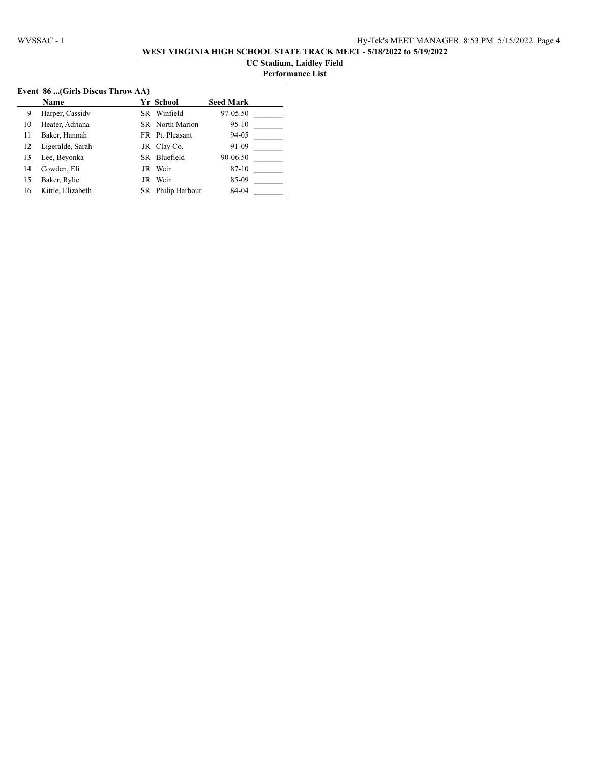**Event 86 ...(Girls Discus Throw AA)**

| | Name | Yr | School | Seed Mark | |
|---|---|---|---|---|---|
| 9 | Harper, Cassidy | SR | Winfield | 97-05.50 | _______ |
| 10 | Heater, Adriana | SR | North Marion | 95-10 | _______ |
| 11 | Baker, Hannah | FR | Pt. Pleasant | 94-05 | _______ |
| 12 | Ligeralde, Sarah | JR | Clay Co. | 91-09 | _______ |
| 13 | Lee, Beyonka | SR | Bluefield | 90-06.50 | _______ |
| 14 | Cowden, Eli | JR | Weir | 87-10 | _______ |
| 15 | Baker, Rylie | JR | Weir | 85-09 | _______ |
| 16 | Kittle, Elizabeth | SR | Philip Barbour | 84-04 | _______ |